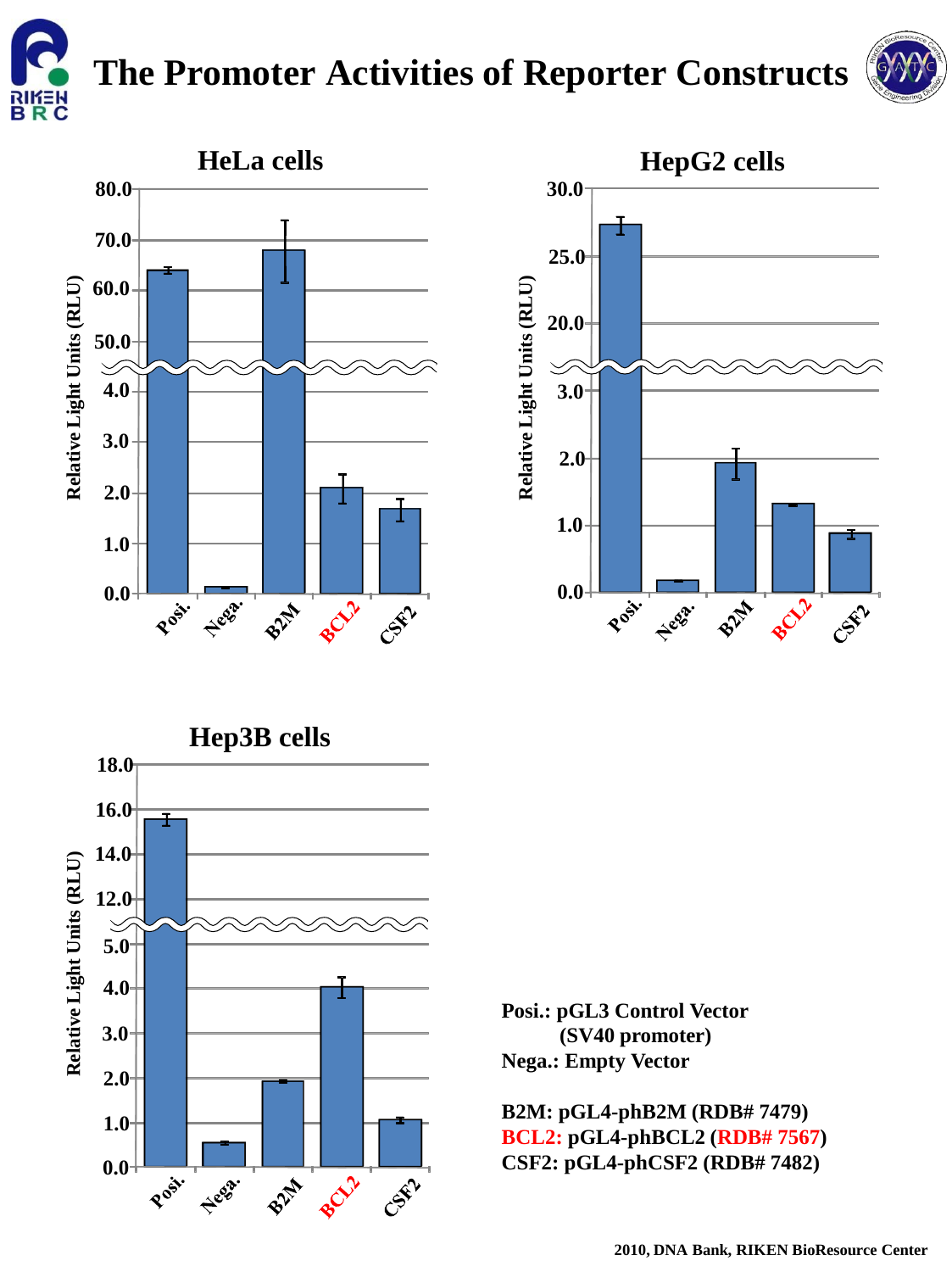# The Promoter Activities of Reporter Constructs

## HeLa cells

Relative Light Units (RLU)

Posi. | Nega. | B2M | BCL2 | CSF2

## HepG2 cells

Relative Light Units (RLU)

Posi. | Nega. | B2M | BCL2 | CSF2

## Hep3B cells

Relative Light Units (RLU)

Posi. | Nega. | B2M | BCL2 | CSF2

**Posi.: pGL3 Control Vector (SV40 promoter)**
**Nega.: Empty Vector**

**B2M: pGL4-phB2M (RDB# 7479)**
**BCL2: pGL4-phBCL2 (RDB# 7567)**
**CSF2: pGL4-phCSF2 (RDB# 7482)**

2010, DNA Bank, RIKEN BioResource Center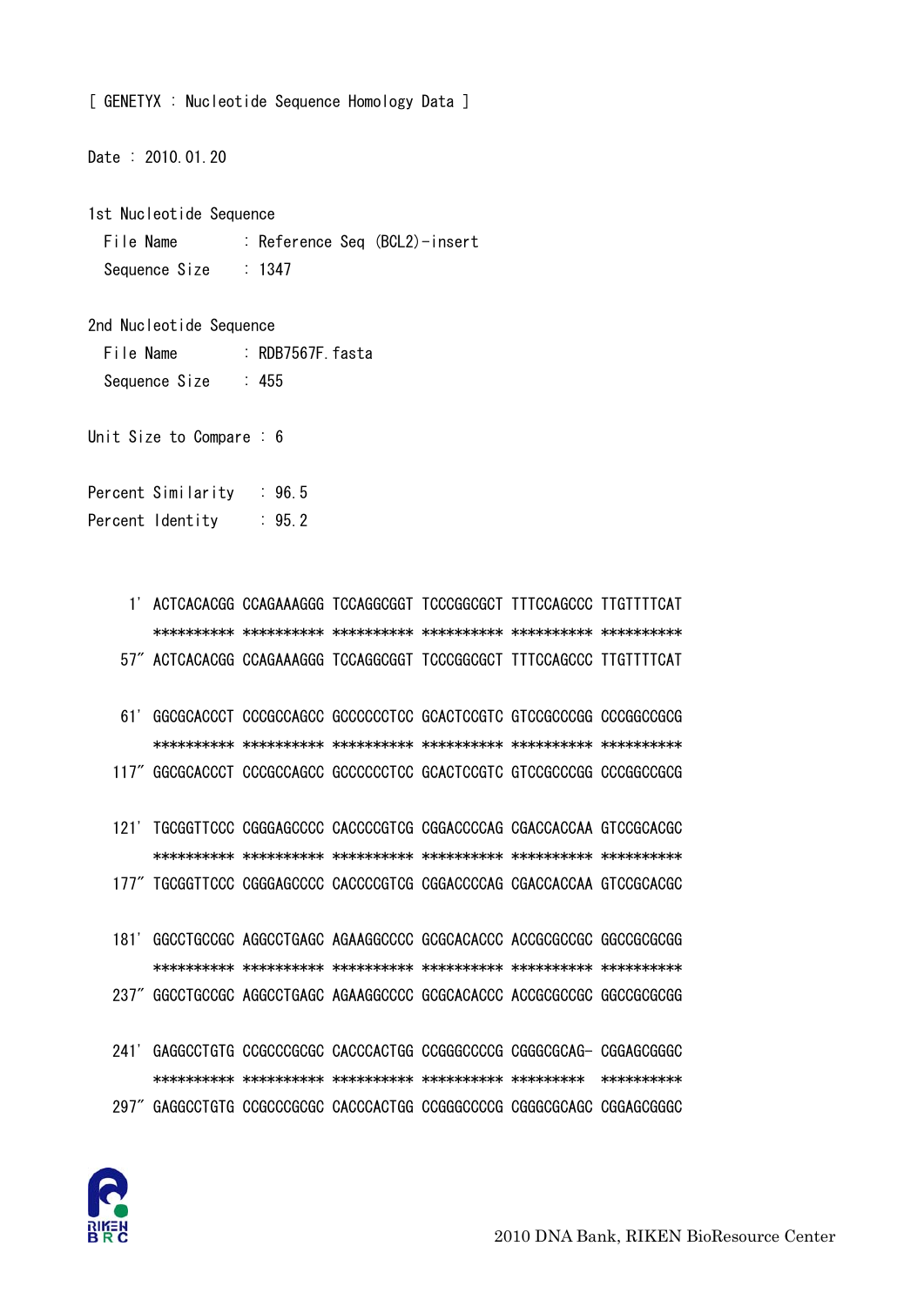[ GENETYX : Nucleotide Sequence Homology Data ]

Date : 2010.01.20

1st Nucleotide Sequence
  File Name      : Reference Seq (BCL2)-insert
  Sequence Size  : 1347

2nd Nucleotide Sequence
  File Name      : RDB7567F.fasta
  Sequence Size  : 455

Unit Size to Compare : 6

Percent Similarity  : 96.5
Percent Identity    : 95.2

```
   1' ACTCACACGG CCAGAAAGGG TCCAGGCGGT TCCCGGCGCT TTTCCAGCCC TTGTTTTCAT
      ********** ********** ********** ********** ********** **********
  57" ACTCACACGG CCAGAAAGGG TCCAGGCGGT TCCCGGCGCT TTTCCAGCCC TTGTTTTCAT

  61' GGCGCACCCT CCCGCCAGCC GCCCCCCTCC GCACTCCGTC GTCCGCCCGG CCCGGCCGCG
      ********** ********** ********** ********** ********** **********
 117" GGCGCACCCT CCCGCCAGCC GCCCCCCTCC GCACTCCGTC GTCCGCCCGG CCCGGCCGCG

 121' TGCGGTTCCC CGGGAGCCCC CACCCCGTCG CGGACCCCAG CGACCACCAA GTCCGCACGC
      ********** ********** ********** ********** ********** **********
 177" TGCGGTTCCC CGGGAGCCCC CACCCCGTCG CGGACCCCAG CGACCACCAA GTCCGCACGC

 181' GGCCTGCCGC AGGCCTGAGC AGAAGGCCCC GCGCACACCC ACCGCGCCGC GGCCGCGCGG
      ********** ********** ********** ********** ********** **********
 237" GGCCTGCCGC AGGCCTGAGC AGAAGGCCCC GCGCACACCC ACCGCGCCGC GGCCGCGCGG

 241' GAGGCCTGTG CCGCCCGCGC CACCCACTGG CCGGGCCCCG CGGGCGCAG- CGGAGCGGGC
      ********** ********** ********** ********** *********  **********
 297" GAGGCCTGTG CCGCCCGCGC CACCCACTGG CCGGGCCCCG CGGGCGCAGC CGGAGCGGGC
```

2010 DNA Bank, RIKEN BioResource Center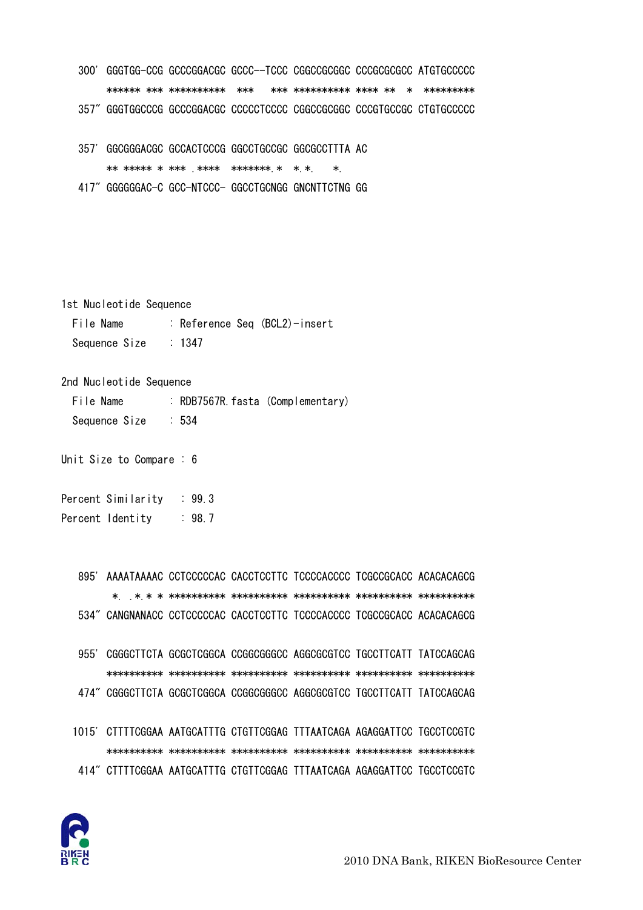```
300'  GGGTGG-CCG GCCCGGACGC GCCC--TCCC CGGCCGCGGC CCCGCGCGCC ATGTGCCCCC
      ****** *** ********** ***    *** ********** **** **  *  *********
357"  GGGTGGCCCG GCCCGGACGC CCCCCTCCCC CGGCCGCGGC CCCGTGCCGC CTGTGCCCCC

357'  GGCGGGACGC GCCACTCCCG GGCCTGCCGC GGCGCCTTTA AC
      ** ***** * *** .****  *******.*  *.*.    *.
417"  GGGGGGAC-C GCC-NTCCC- GGCCTGCNGG GNCNTTCTNG GG
```

1st Nucleotide Sequence
  File Name      : Reference Seq (BCL2)-insert
  Sequence Size  : 1347

2nd Nucleotide Sequence
  File Name      : RDB7567R.fasta (Complementary)
  Sequence Size  : 534

Unit Size to Compare : 6

Percent Similarity  : 99.3
Percent Identity    : 98.7

```
895'  AAAATAAAAC CCTCCCCCAC CACCTCCTTC TCCCCACCCC TCGCCGCACC ACACACAGCG
       *.  .*.* * ********** ********** ********** ********** **********
534"  CANGNANACC CCTCCCCCAC CACCTCCTTC TCCCCACCCC TCGCCGCACC ACACACAGCG

955'  CGGGCTTCTA GCGCTCGGCA CCGGCGGGCC AGGCGCGTCC TGCCTTCATT TATCCAGCAG
      ********** ********** ********** ********** ********** **********
474"  CGGGCTTCTA GCGCTCGGCA CCGGCGGGCC AGGCGCGTCC TGCCTTCATT TATCCAGCAG

1015' CTTTTCGGAA AATGCATTTG CTGTTCGGAG TTTAATCAGA AGAGGATTCC TGCCTCCGTC
      ********** ********** ********** ********** ********** **********
414"  CTTTTCGGAA AATGCATTTG CTGTTCGGAG TTTAATCAGA AGAGGATTCC TGCCTCCGTC
```

2010 DNA Bank, RIKEN BioResource Center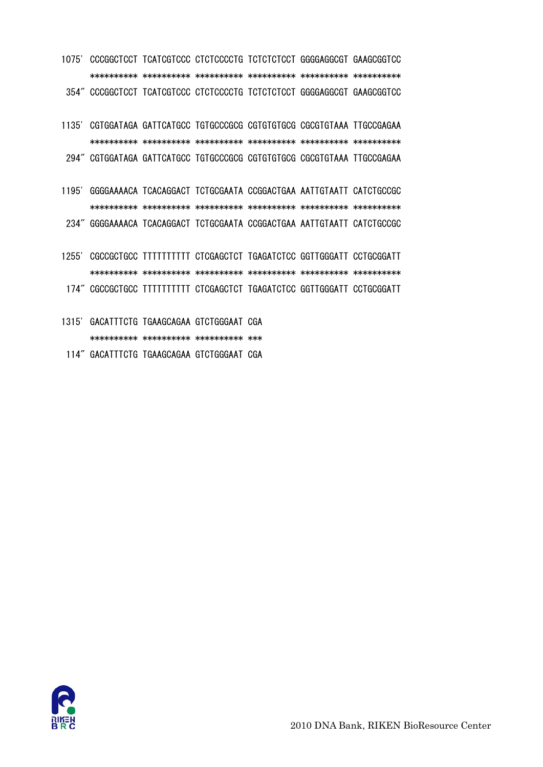```
1075' CCCGGCTCCT TCATCGTCCC CTCTCCCCTG TCTCTCTCCT GGGGAGGCGT GAAGCGGTCC
      ********** ********** ********** ********** ********** **********
 354" CCCGGCTCCT TCATCGTCCC CTCTCCCCTG TCTCTCTCCT GGGGAGGCGT GAAGCGGTCC

1135' CGTGGATAGA GATTCATGCC TGTGCCCGCG CGTGTGTGCG CGCGTGTAAA TTGCCGAGAA
      ********** ********** ********** ********** ********** **********
 294" CGTGGATAGA GATTCATGCC TGTGCCCGCG CGTGTGTGCG CGCGTGTAAA TTGCCGAGAA

1195' GGGGAAAACA TCACAGGACT TCTGCGAATA CCGGACTGAA AATTGTAATT CATCTGCCGC
      ********** ********** ********** ********** ********** **********
 234" GGGGAAAACA TCACAGGACT TCTGCGAATA CCGGACTGAA AATTGTAATT CATCTGCCGC

1255' CGCCGCTGCC TTTTTTTTTT CTCGAGCTCT TGAGATCTCC GGTTGGGATT CCTGCGGATT
      ********** ********** ********** ********** ********** **********
 174" CGCCGCTGCC TTTTTTTTTT CTCGAGCTCT TGAGATCTCC GGTTGGGATT CCTGCGGATT

1315' GACATTTCTG TGAAGCAGAA GTCTGGGAAT CGA
      ********** ********** ********** ***
 114" GACATTTCTG TGAAGCAGAA GTCTGGGAAT CGA
```

2010 DNA Bank, RIKEN BioResource Center